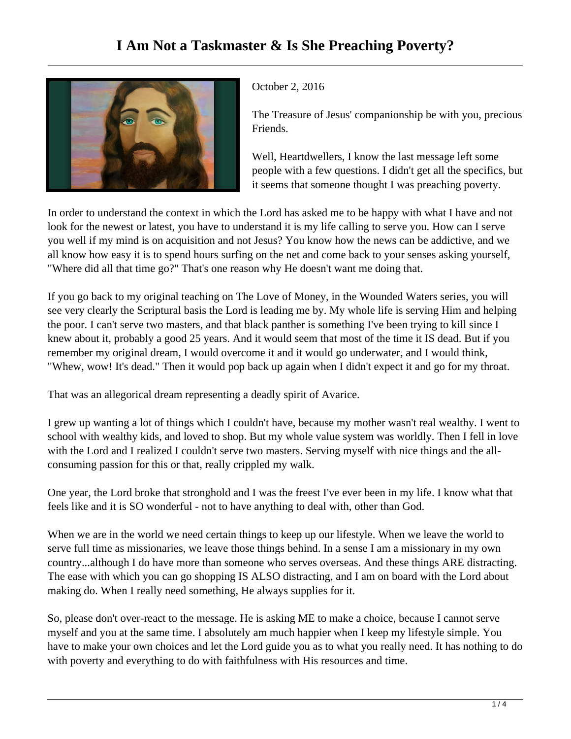# I Am Not a Taskmaster & Is She Preaching Poverty?

October 2, 2016

The Treasure of Jesus' companionship be with you, precious Friends.

Well, Heartdwellers, I know the last message left some people with a few questions. I didn't get all the specifics, but it seems that someone thought I was preaching poverty.

In order to understand the context in which the Lord has asked me to be happy with what I have and not look for the newest or latest, you have to understand it is my life calling to serve you. How can I serve you well if my mind is on acquisition and not Jesus? You know how the news can be addictive, and we all know how easy it is to spend hours surfing on the net and come back to your senses asking yourself, "Where did all that time go?" That's one reason why He doesn't want me doing that.

If you go back to my original teaching on The Love of Money, in the Wounded Waters series, you will see very clearly the Scriptural basis the Lord is leading me by. My whole life is serving Him and helping the poor. I can't serve two masters, and that black panther is something I've been trying to kill since I knew about it, probably a good 25 years. And it would seem that most of the time it IS dead. But if you remember my original dream, I would overcome it and it would go underwater, and I would think, "Whew, wow! It's dead." Then it would pop back up again when I didn't expect it and go for my throat.

That was an allegorical dream representing a deadly spirit of Avarice.

I grew up wanting a lot of things which I couldn't have, because my mother wasn't real wealthy. I went to school with wealthy kids, and loved to shop. But my whole value system was worldly. Then I fell in love with the Lord and I realized I couldn't serve two masters. Serving myself with nice things and the all-consuming passion for this or that, really crippled my walk.

One year, the Lord broke that stronghold and I was the freest I've ever been in my life. I know what that feels like and it is SO wonderful - not to have anything to deal with, other than God.

When we are in the world we need certain things to keep up our lifestyle. When we leave the world to serve full time as missionaries, we leave those things behind. In a sense I am a missionary in my own country...although I do have more than someone who serves overseas. And these things ARE distracting. The ease with which you can go shopping IS ALSO distracting, and I am on board with the Lord about making do. When I really need something, He always supplies for it.

So, please don't over-react to the message. He is asking ME to make a choice, because I cannot serve myself and you at the same time. I absolutely am much happier when I keep my lifestyle simple. You have to make your own choices and let the Lord guide you as to what you really need. It has nothing to do with poverty and everything to do with faithfulness with His resources and time.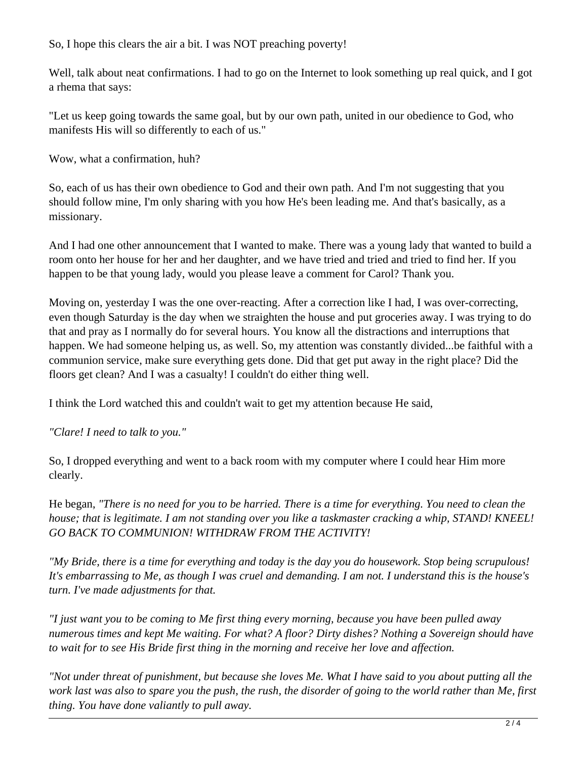So, I hope this clears the air a bit. I was NOT preaching poverty!

Well, talk about neat confirmations. I had to go on the Internet to look something up real quick, and I got a rhema that says:

"Let us keep going towards the same goal, but by our own path, united in our obedience to God, who manifests His will so differently to each of us."

Wow, what a confirmation, huh?

So, each of us has their own obedience to God and their own path. And I'm not suggesting that you should follow mine, I'm only sharing with you how He's been leading me. And that's basically, as a missionary.

And I had one other announcement that I wanted to make. There was a young lady that wanted to build a room onto her house for her and her daughter, and we have tried and tried and tried to find her. If you happen to be that young lady, would you please leave a comment for Carol? Thank you.

Moving on, yesterday I was the one over-reacting. After a correction like I had, I was over-correcting, even though Saturday is the day when we straighten the house and put groceries away. I was trying to do that and pray as I normally do for several hours. You know all the distractions and interruptions that happen. We had someone helping us, as well. So, my attention was constantly divided...be faithful with a communion service, make sure everything gets done. Did that get put away in the right place? Did the floors get clean? And I was a casualty! I couldn't do either thing well.

I think the Lord watched this and couldn't wait to get my attention because He said,

*"Clare! I need to talk to you."*

So, I dropped everything and went to a back room with my computer where I could hear Him more clearly.

He began, *"There is no need for you to be harried. There is a time for everything. You need to clean the house; that is legitimate. I am not standing over you like a taskmaster cracking a whip, STAND! KNEEL! GO BACK TO COMMUNION! WITHDRAW FROM THE ACTIVITY!*

*"My Bride, there is a time for everything and today is the day you do housework. Stop being scrupulous! It's embarrassing to Me, as though I was cruel and demanding. I am not. I understand this is the house's turn. I've made adjustments for that.*

*"I just want you to be coming to Me first thing every morning, because you have been pulled away numerous times and kept Me waiting. For what? A floor? Dirty dishes? Nothing a Sovereign should have to wait for to see His Bride first thing in the morning and receive her love and affection.*

*"Not under threat of punishment, but because she loves Me. What I have said to you about putting all the work last was also to spare you the push, the rush, the disorder of going to the world rather than Me, first thing. You have done valiantly to pull away.*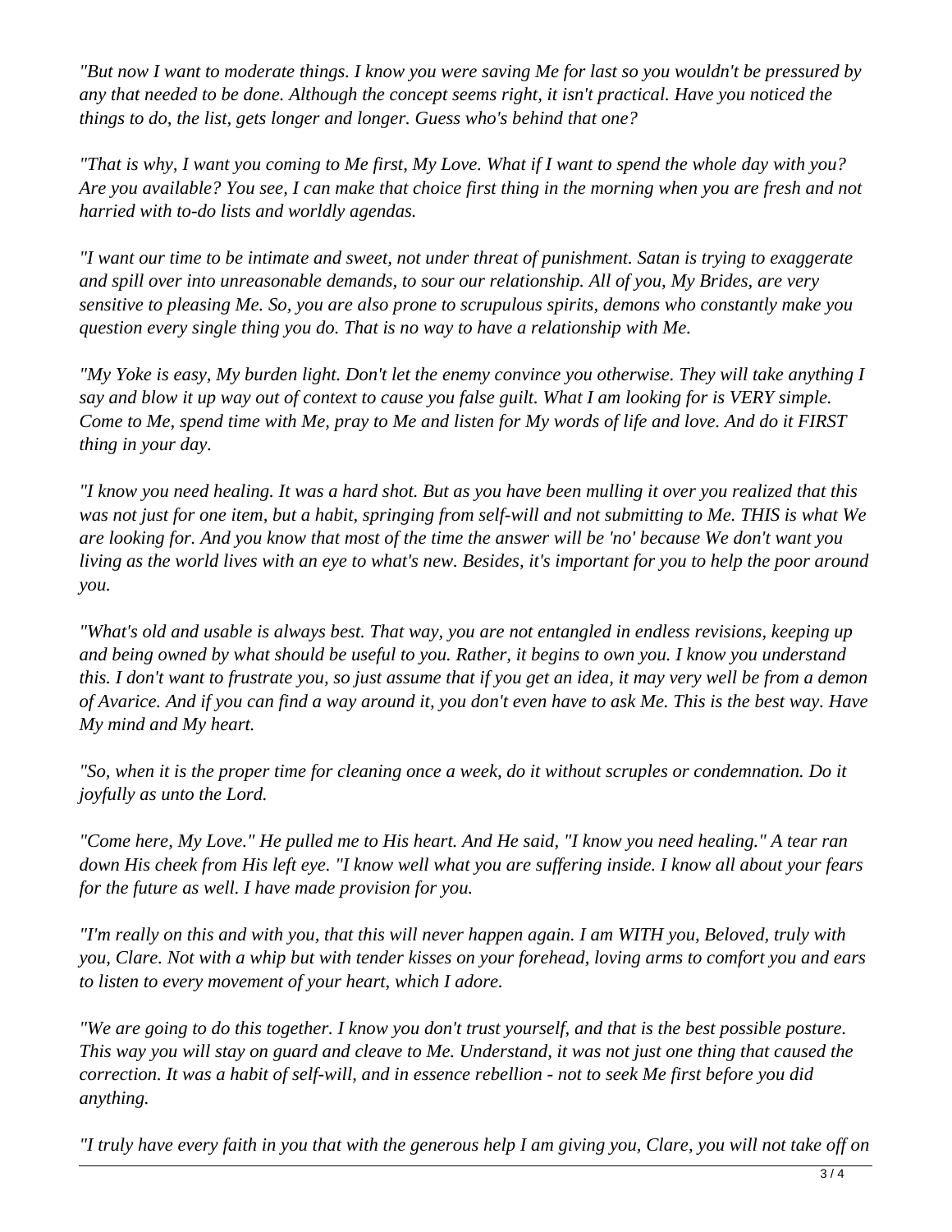*"But now I want to moderate things. I know you were saving Me for last so you wouldn't be pressured by any that needed to be done. Although the concept seems right, it isn't practical. Have you noticed the things to do, the list, gets longer and longer. Guess who's behind that one?*

*"That is why, I want you coming to Me first, My Love. What if I want to spend the whole day with you? Are you available? You see, I can make that choice first thing in the morning when you are fresh and not harried with to-do lists and worldly agendas.*

*"I want our time to be intimate and sweet, not under threat of punishment. Satan is trying to exaggerate and spill over into unreasonable demands, to sour our relationship. All of you, My Brides, are very sensitive to pleasing Me. So, you are also prone to scrupulous spirits, demons who constantly make you question every single thing you do. That is no way to have a relationship with Me.*

*"My Yoke is easy, My burden light. Don't let the enemy convince you otherwise. They will take anything I say and blow it up way out of context to cause you false guilt. What I am looking for is VERY simple. Come to Me, spend time with Me, pray to Me and listen for My words of life and love. And do it FIRST thing in your day.*

*"I know you need healing. It was a hard shot. But as you have been mulling it over you realized that this was not just for one item, but a habit, springing from self-will and not submitting to Me. THIS is what We are looking for. And you know that most of the time the answer will be 'no' because We don't want you living as the world lives with an eye to what's new. Besides, it's important for you to help the poor around you.*

*"What's old and usable is always best. That way, you are not entangled in endless revisions, keeping up and being owned by what should be useful to you. Rather, it begins to own you. I know you understand this. I don't want to frustrate you, so just assume that if you get an idea, it may very well be from a demon of Avarice. And if you can find a way around it, you don't even have to ask Me. This is the best way. Have My mind and My heart.*

*"So, when it is the proper time for cleaning once a week, do it without scruples or condemnation. Do it joyfully as unto the Lord.*

*"Come here, My Love." He pulled me to His heart. And He said, "I know you need healing." A tear ran down His cheek from His left eye. "I know well what you are suffering inside. I know all about your fears for the future as well. I have made provision for you.*

*"I'm really on this and with you, that this will never happen again. I am WITH you, Beloved, truly with you, Clare. Not with a whip but with tender kisses on your forehead, loving arms to comfort you and ears to listen to every movement of your heart, which I adore.*

*"We are going to do this together. I know you don't trust yourself, and that is the best possible posture. This way you will stay on guard and cleave to Me. Understand, it was not just one thing that caused the correction. It was a habit of self-will, and in essence rebellion - not to seek Me first before you did anything.*

*"I truly have every faith in you that with the generous help I am giving you, Clare, you will not take off on*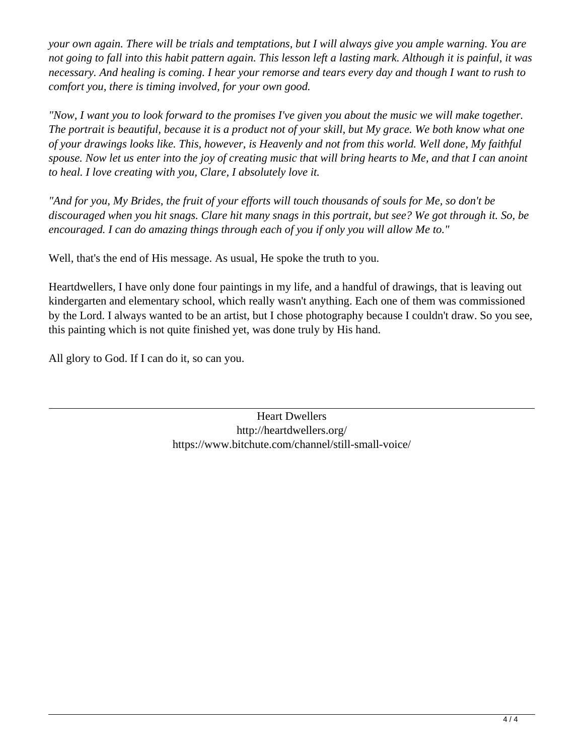*your own again. There will be trials and temptations, but I will always give you ample warning. You are not going to fall into this habit pattern again. This lesson left a lasting mark. Although it is painful, it was necessary. And healing is coming. I hear your remorse and tears every day and though I want to rush to comfort you, there is timing involved, for your own good.*

*"Now, I want you to look forward to the promises I've given you about the music we will make together. The portrait is beautiful, because it is a product not of your skill, but My grace. We both know what one of your drawings looks like. This, however, is Heavenly and not from this world. Well done, My faithful spouse. Now let us enter into the joy of creating music that will bring hearts to Me, and that I can anoint to heal. I love creating with you, Clare, I absolutely love it.*

*"And for you, My Brides, the fruit of your efforts will touch thousands of souls for Me, so don't be discouraged when you hit snags. Clare hit many snags in this portrait, but see? We got through it. So, be encouraged. I can do amazing things through each of you if only you will allow Me to."*

Well, that's the end of His message. As usual, He spoke the truth to you.

Heartdwellers, I have only done four paintings in my life, and a handful of drawings, that is leaving out kindergarten and elementary school, which really wasn't anything. Each one of them was commissioned by the Lord. I always wanted to be an artist, but I chose photography because I couldn't draw. So you see, this painting which is not quite finished yet, was done truly by His hand.

All glory to God. If I can do it, so can you.

---

Heart Dwellers
http://heartdwellers.org/
https://www.bitchute.com/channel/still-small-voice/